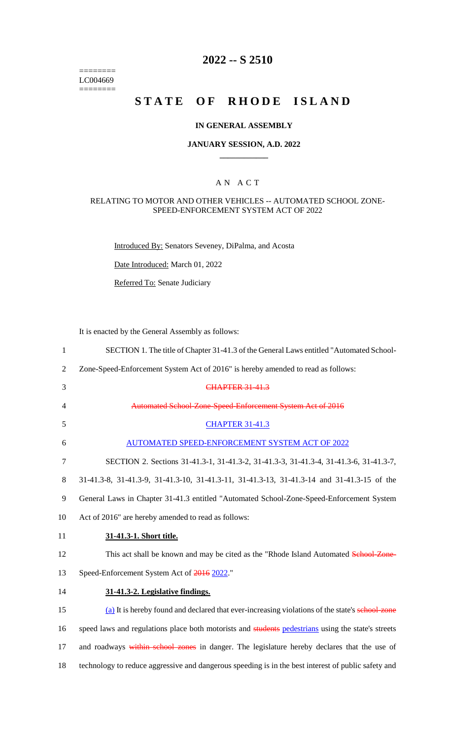========
LC004669
========

# 2022 -- S 2510

# STATE OF RHODE ISLAND

## IN GENERAL ASSEMBLY

### JANUARY SESSION, A.D. 2022

## A N A C T

### RELATING TO MOTOR AND OTHER VEHICLES -- AUTOMATED SCHOOL ZONE-SPEED-ENFORCEMENT SYSTEM ACT OF 2022

Introduced By: Senators Seveney, DiPalma, and Acosta

Date Introduced: March 01, 2022

Referred To: Senate Judiciary

It is enacted by the General Assembly as follows:

1 SECTION 1. The title of Chapter 31-41.3 of the General Laws entitled "Automated School-
2 Zone-Speed-Enforcement System Act of 2016" is hereby amended to read as follows:

3 ~~CHAPTER 31-41.3~~

4 ~~Automated School-Zone-Speed-Enforcement System Act of 2016~~

5 CHAPTER 31-41.3

6 AUTOMATED SPEED-ENFORCEMENT SYSTEM ACT OF 2022

7 SECTION 2. Sections 31-41.3-1, 31-41.3-2, 31-41.3-3, 31-41.3-4, 31-41.3-6, 31-41.3-7,
8 31-41.3-8, 31-41.3-9, 31-41.3-10, 31-41.3-11, 31-41.3-13, 31-41.3-14 and 31-41.3-15 of the
9 General Laws in Chapter 31-41.3 entitled "Automated School-Zone-Speed-Enforcement System
10 Act of 2016" are hereby amended to read as follows:

11 **31-41.3-1. Short title.**

12 This act shall be known and may be cited as the "Rhode Island Automated ~~School-Zone-~~
13 Speed-Enforcement System Act of ~~2016~~ 2022."

14 **31-41.3-2. Legislative findings.**

15 (a) It is hereby found and declared that ever-increasing violations of the state's ~~school-zone~~
16 speed laws and regulations place both motorists and ~~students~~ pedestrians using the state's streets
17 and roadways ~~within school zones~~ in danger. The legislature hereby declares that the use of
18 technology to reduce aggressive and dangerous speeding is in the best interest of public safety and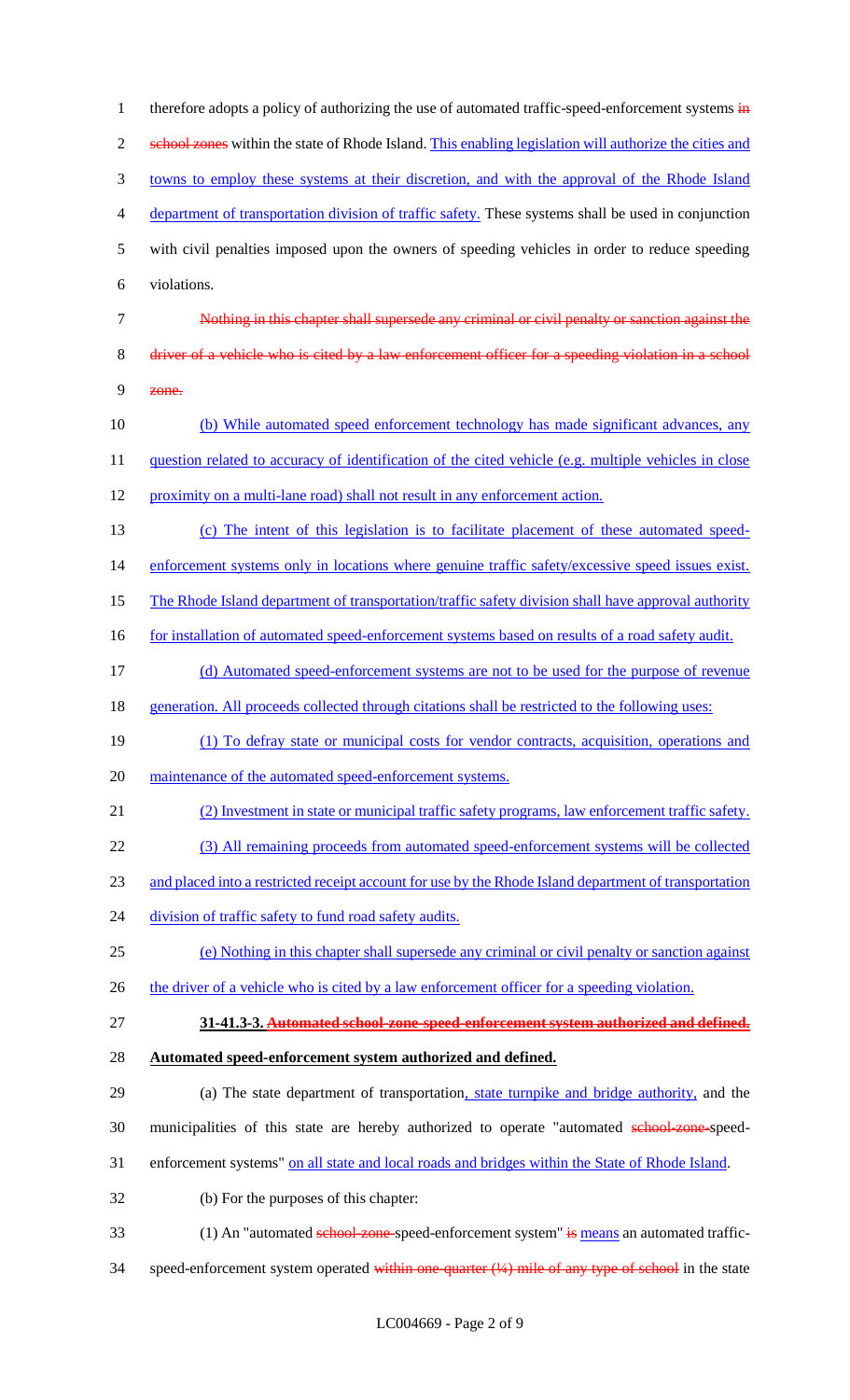therefore adopts a policy of authorizing the use of automated traffic-speed-enforcement systems ~~in school zones~~ within the state of Rhode Island. This enabling legislation will authorize the cities and towns to employ these systems at their discretion, and with the approval of the Rhode Island department of transportation division of traffic safety. These systems shall be used in conjunction with civil penalties imposed upon the owners of speeding vehicles in order to reduce speeding violations.

~~Nothing in this chapter shall supersede any criminal or civil penalty or sanction against the driver of a vehicle who is cited by a law enforcement officer for a speeding violation in a school zone.~~

(b) While automated speed enforcement technology has made significant advances, any question related to accuracy of identification of the cited vehicle (e.g. multiple vehicles in close proximity on a multi-lane road) shall not result in any enforcement action.

(c) The intent of this legislation is to facilitate placement of these automated speed-enforcement systems only in locations where genuine traffic safety/excessive speed issues exist. The Rhode Island department of transportation/traffic safety division shall have approval authority for installation of automated speed-enforcement systems based on results of a road safety audit.

(d) Automated speed-enforcement systems are not to be used for the purpose of revenue generation. All proceeds collected through citations shall be restricted to the following uses:

(1) To defray state or municipal costs for vendor contracts, acquisition, operations and maintenance of the automated speed-enforcement systems.

(2) Investment in state or municipal traffic safety programs, law enforcement traffic safety.

(3) All remaining proceeds from automated speed-enforcement systems will be collected and placed into a restricted receipt account for use by the Rhode Island department of transportation division of traffic safety to fund road safety audits.

(e) Nothing in this chapter shall supersede any criminal or civil penalty or sanction against the driver of a vehicle who is cited by a law enforcement officer for a speeding violation.

**31-41.3-3. ~~Automated school-zone-speed-enforcement system authorized and defined.~~ Automated speed-enforcement system authorized and defined.**

(a) The state department of transportation, state turnpike and bridge authority, and the municipalities of this state are hereby authorized to operate "automated ~~school-zone-~~speed-enforcement systems" on all state and local roads and bridges within the State of Rhode Island.

(b) For the purposes of this chapter:

(1) An "automated ~~school-zone-~~speed-enforcement system" ~~is~~ means an automated traffic-speed-enforcement system operated ~~within one-quarter (¼) mile of any type of school~~ in the state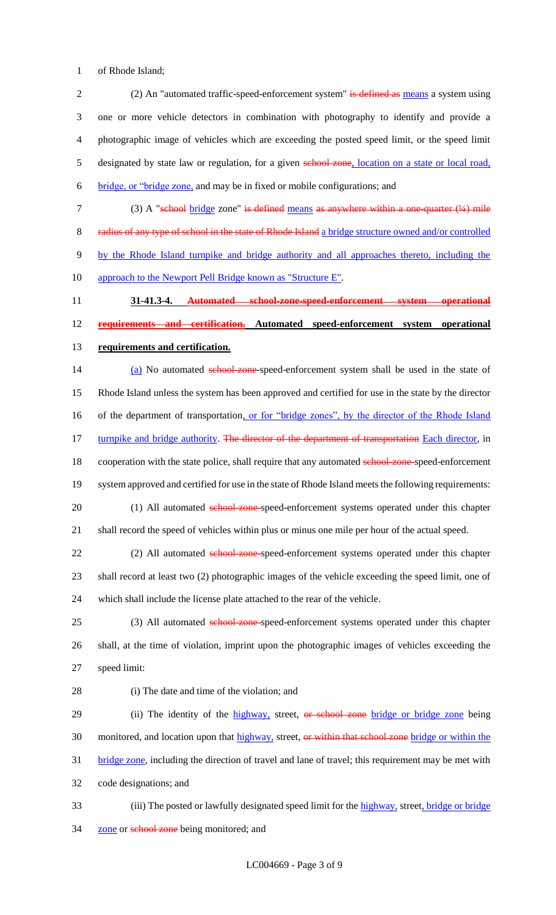of Rhode Island;

(2) An "automated traffic-speed-enforcement system" ~~is defined as~~ means a system using one or more vehicle detectors in combination with photography to identify and provide a photographic image of vehicles which are exceeding the posted speed limit, or the speed limit designated by state law or regulation, for a given ~~school zone~~, location on a state or local road, bridge, or "bridge zone, and may be in fixed or mobile configurations; and

(3) A "~~school~~ bridge zone" ~~is defined~~ means ~~as anywhere within a one-quarter (¼) mile radius of any type of school in the state of Rhode Island~~ a bridge structure owned and/or controlled by the Rhode Island turnpike and bridge authority and all approaches thereto, including the approach to the Newport Pell Bridge known as "Structure E".

**31-41.3-4. ~~Automated school-zone-speed-enforcement system operational requirements and certification.~~ Automated speed-enforcement system operational requirements and certification.**

(a) No automated ~~school-zone-~~speed-enforcement system shall be used in the state of Rhode Island unless the system has been approved and certified for use in the state by the director of the department of transportation, or for "bridge zones", by the director of the Rhode Island turnpike and bridge authority. ~~The director of the department of transportation~~ Each director, in cooperation with the state police, shall require that any automated ~~school-zone-~~speed-enforcement system approved and certified for use in the state of Rhode Island meets the following requirements:

(1) All automated ~~school-zone-~~speed-enforcement systems operated under this chapter shall record the speed of vehicles within plus or minus one mile per hour of the actual speed.

(2) All automated ~~school-zone-~~speed-enforcement systems operated under this chapter shall record at least two (2) photographic images of the vehicle exceeding the speed limit, one of which shall include the license plate attached to the rear of the vehicle.

(3) All automated ~~school-zone-~~speed-enforcement systems operated under this chapter shall, at the time of violation, imprint upon the photographic images of vehicles exceeding the speed limit:

(i) The date and time of the violation; and

(ii) The identity of the highway, street, ~~or school zone~~ bridge or bridge zone being monitored, and location upon that highway, street, ~~or within that school zone~~ bridge or within the bridge zone, including the direction of travel and lane of travel; this requirement may be met with code designations; and

(iii) The posted or lawfully designated speed limit for the highway, street, bridge or bridge zone or ~~school zone~~ being monitored; and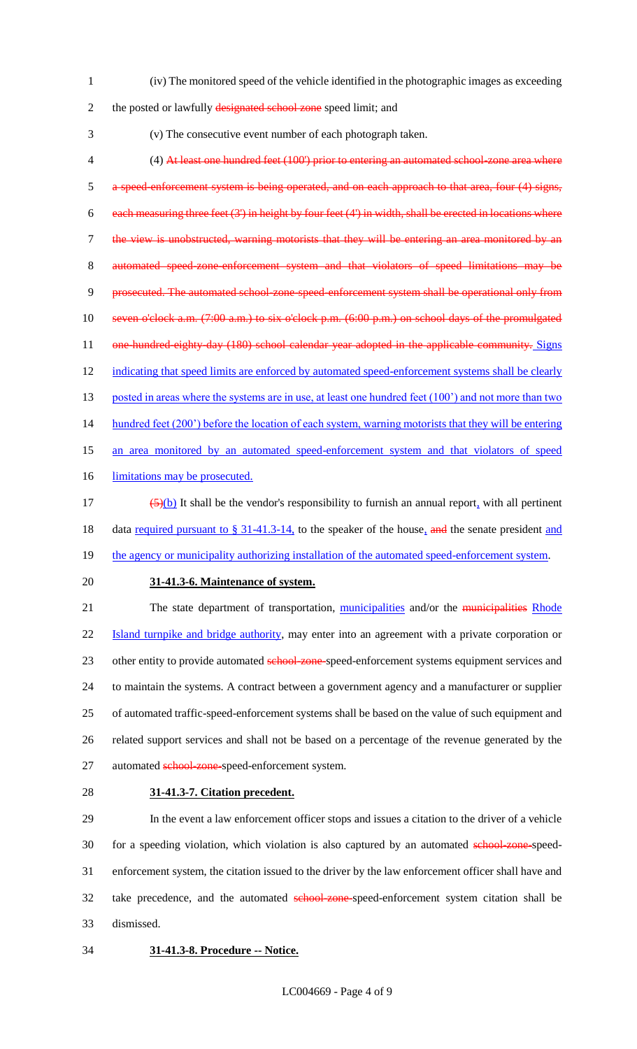(iv) The monitored speed of the vehicle identified in the photographic images as exceeding the posted or lawfully ~~designated school zone~~ speed limit; and

(v) The consecutive event number of each photograph taken.

(4) ~~At least one hundred feet (100') prior to entering an automated school-zone area where a speed-enforcement system is being operated, and on each approach to that area, four (4) signs, each measuring three feet (3') in height by four feet (4') in width, shall be erected in locations where the view is unobstructed, warning motorists that they will be entering an area monitored by an automated speed-zone-enforcement system and that violators of speed limitations may be prosecuted. The automated school-zone-speed-enforcement system shall be operational only from seven o'clock a.m. (7:00 a.m.) to six o'clock p.m. (6:00 p.m.) on school days of the promulgated one-hundred-eighty-day (180) school calendar year adopted in the applicable community.~~ <u>Signs indicating that speed limits are enforced by automated speed-enforcement systems shall be clearly posted in areas where the systems are in use, at least one hundred feet (100') and not more than two hundred feet (200') before the location of each system, warning motorists that they will be entering an area monitored by an automated speed-enforcement system and that violators of speed limitations may be prosecuted.</u>

~~(5)~~<u>(b)</u> It shall be the vendor's responsibility to furnish an annual report<u>,</u> with all pertinent data <u>required pursuant to § 31-41.3-14,</u> to the speaker of the house<u>,</u> ~~and~~ the senate president <u>and the agency or municipality authorizing installation of the automated speed-enforcement system</u>.

**<u>31-41.3-6. Maintenance of system.</u>**

The state department of transportation, <u>municipalities</u> and/or the ~~municipalities~~ <u>Rhode Island turnpike and bridge authority</u>, may enter into an agreement with a private corporation or other entity to provide automated ~~school-zone-~~speed-enforcement systems equipment services and to maintain the systems. A contract between a government agency and a manufacturer or supplier of automated traffic-speed-enforcement systems shall be based on the value of such equipment and related support services and shall not be based on a percentage of the revenue generated by the automated ~~school-zone-~~speed-enforcement system.

**<u>31-41.3-7. Citation precedent.</u>**

In the event a law enforcement officer stops and issues a citation to the driver of a vehicle for a speeding violation, which violation is also captured by an automated ~~school-zone-~~speed-enforcement system, the citation issued to the driver by the law enforcement officer shall have and take precedence, and the automated ~~school-zone-~~speed-enforcement system citation shall be dismissed.

**<u>31-41.3-8. Procedure -- Notice.</u>**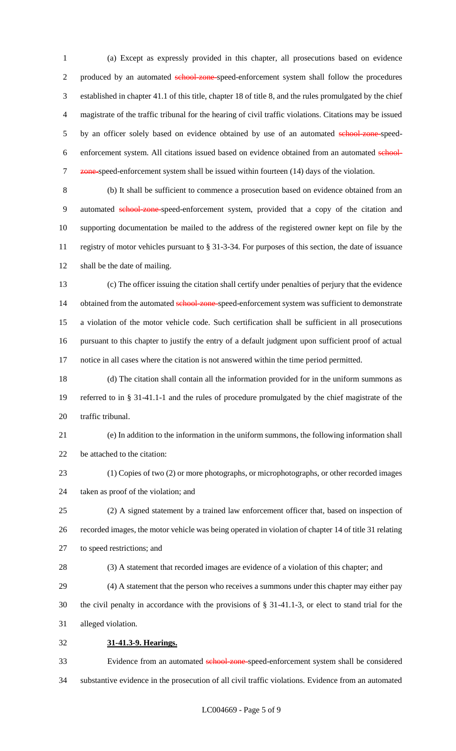(a) Except as expressly provided in this chapter, all prosecutions based on evidence produced by an automated ~~school-zone~~ speed-enforcement system shall follow the procedures established in chapter 41.1 of this title, chapter 18 of title 8, and the rules promulgated by the chief magistrate of the traffic tribunal for the hearing of civil traffic violations. Citations may be issued by an officer solely based on evidence obtained by use of an automated ~~school-zone~~ speed-enforcement system. All citations issued based on evidence obtained from an automated ~~school-zone~~ speed-enforcement system shall be issued within fourteen (14) days of the violation.

(b) It shall be sufficient to commence a prosecution based on evidence obtained from an automated ~~school-zone~~ speed-enforcement system, provided that a copy of the citation and supporting documentation be mailed to the address of the registered owner kept on file by the registry of motor vehicles pursuant to § 31-3-34. For purposes of this section, the date of issuance shall be the date of mailing.

(c) The officer issuing the citation shall certify under penalties of perjury that the evidence obtained from the automated ~~school-zone~~ speed-enforcement system was sufficient to demonstrate a violation of the motor vehicle code. Such certification shall be sufficient in all prosecutions pursuant to this chapter to justify the entry of a default judgment upon sufficient proof of actual notice in all cases where the citation is not answered within the time period permitted.

(d) The citation shall contain all the information provided for in the uniform summons as referred to in § 31-41.1-1 and the rules of procedure promulgated by the chief magistrate of the traffic tribunal.

(e) In addition to the information in the uniform summons, the following information shall be attached to the citation:

(1) Copies of two (2) or more photographs, or microphotographs, or other recorded images taken as proof of the violation; and

(2) A signed statement by a trained law enforcement officer that, based on inspection of recorded images, the motor vehicle was being operated in violation of chapter 14 of title 31 relating to speed restrictions; and

(3) A statement that recorded images are evidence of a violation of this chapter; and

(4) A statement that the person who receives a summons under this chapter may either pay the civil penalty in accordance with the provisions of § 31-41.1-3, or elect to stand trial for the alleged violation.

**31-41.3-9. Hearings.**

Evidence from an automated ~~school-zone~~ speed-enforcement system shall be considered substantive evidence in the prosecution of all civil traffic violations. Evidence from an automated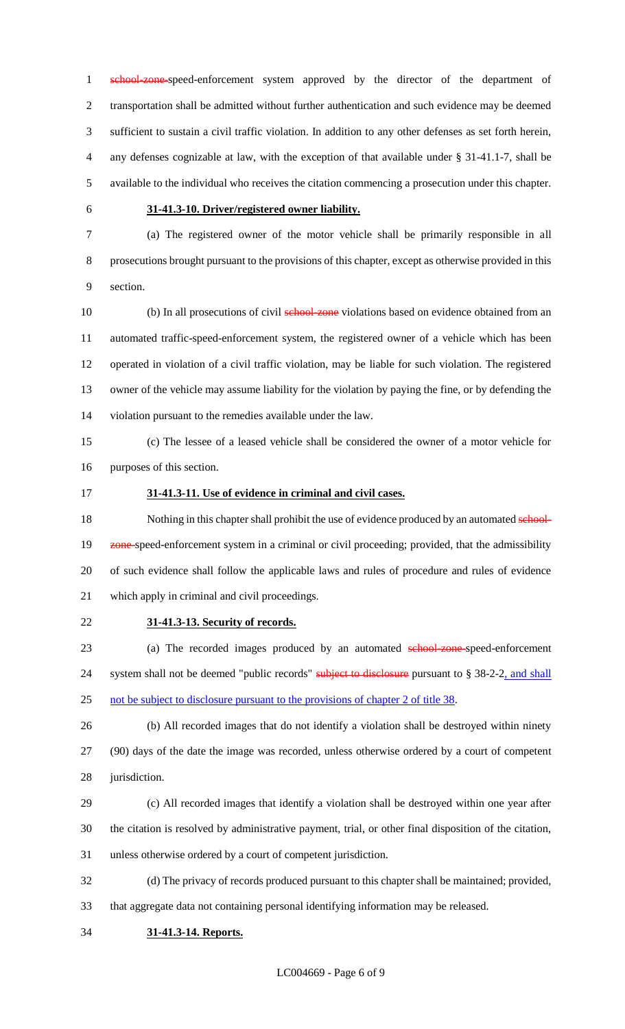~~school-zone~~ speed-enforcement system approved by the director of the department of transportation shall be admitted without further authentication and such evidence may be deemed sufficient to sustain a civil traffic violation. In addition to any other defenses as set forth herein, any defenses cognizable at law, with the exception of that available under § 31-41.1-7, shall be available to the individual who receives the citation commencing a prosecution under this chapter.

**31-41.3-10. Driver/registered owner liability.**

(a) The registered owner of the motor vehicle shall be primarily responsible in all prosecutions brought pursuant to the provisions of this chapter, except as otherwise provided in this section.

(b) In all prosecutions of civil ~~school-zone~~ violations based on evidence obtained from an automated traffic-speed-enforcement system, the registered owner of a vehicle which has been operated in violation of a civil traffic violation, may be liable for such violation. The registered owner of the vehicle may assume liability for the violation by paying the fine, or by defending the violation pursuant to the remedies available under the law.

(c) The lessee of a leased vehicle shall be considered the owner of a motor vehicle for purposes of this section.

**31-41.3-11. Use of evidence in criminal and civil cases.**

Nothing in this chapter shall prohibit the use of evidence produced by an automated ~~school-zone~~ speed-enforcement system in a criminal or civil proceeding; provided, that the admissibility of such evidence shall follow the applicable laws and rules of procedure and rules of evidence which apply in criminal and civil proceedings.

**31-41.3-13. Security of records.**

(a) The recorded images produced by an automated ~~school-zone~~ speed-enforcement system shall not be deemed "public records" ~~subject to disclosure~~ pursuant to § 38-2-2<u>, and shall not be subject to disclosure pursuant to the provisions of chapter 2 of title 38</u>.

(b) All recorded images that do not identify a violation shall be destroyed within ninety (90) days of the date the image was recorded, unless otherwise ordered by a court of competent jurisdiction.

(c) All recorded images that identify a violation shall be destroyed within one year after the citation is resolved by administrative payment, trial, or other final disposition of the citation, unless otherwise ordered by a court of competent jurisdiction.

(d) The privacy of records produced pursuant to this chapter shall be maintained; provided, that aggregate data not containing personal identifying information may be released.

**31-41.3-14. Reports.**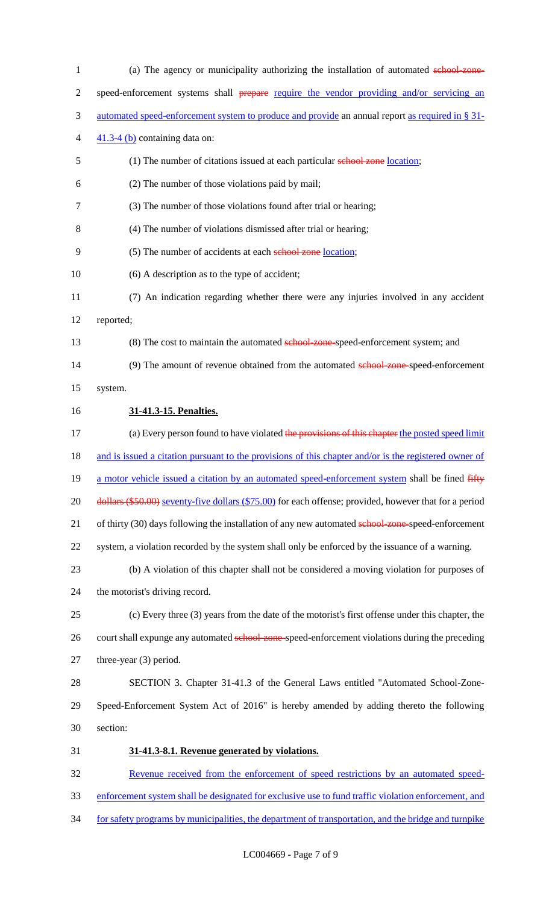(a) The agency or municipality authorizing the installation of automated ~~school-zone-~~ speed-enforcement systems shall ~~prepare~~ require the vendor providing and/or servicing an automated speed-enforcement system to produce and provide an annual report as required in § 31-41.3-4 (b) containing data on:

(1) The number of citations issued at each particular ~~school zone~~ location;

(2) The number of those violations paid by mail;

(3) The number of those violations found after trial or hearing;

(4) The number of violations dismissed after trial or hearing;

(5) The number of accidents at each ~~school zone~~ location;

(6) A description as to the type of accident;

(7) An indication regarding whether there were any injuries involved in any accident reported;

(8) The cost to maintain the automated ~~school-zone-~~speed-enforcement system; and

(9) The amount of revenue obtained from the automated ~~school-zone-~~speed-enforcement system.

**31-41.3-15. Penalties.**

(a) Every person found to have violated ~~the provisions of this chapter~~ the posted speed limit and is issued a citation pursuant to the provisions of this chapter and/or is the registered owner of a motor vehicle issued a citation by an automated speed-enforcement system shall be fined ~~fifty dollars ($50.00)~~ seventy-five dollars ($75.00) for each offense; provided, however that for a period of thirty (30) days following the installation of any new automated ~~school-zone-~~speed-enforcement system, a violation recorded by the system shall only be enforced by the issuance of a warning.

(b) A violation of this chapter shall not be considered a moving violation for purposes of the motorist's driving record.

(c) Every three (3) years from the date of the motorist's first offense under this chapter, the court shall expunge any automated ~~school-zone-~~speed-enforcement violations during the preceding three-year (3) period.

SECTION 3. Chapter 31-41.3 of the General Laws entitled "Automated School-Zone-Speed-Enforcement System Act of 2016" is hereby amended by adding thereto the following section:

**31-41.3-8.1. Revenue generated by violations.**

Revenue received from the enforcement of speed restrictions by an automated speed-enforcement system shall be designated for exclusive use to fund traffic violation enforcement, and for safety programs by municipalities, the department of transportation, and the bridge and turnpike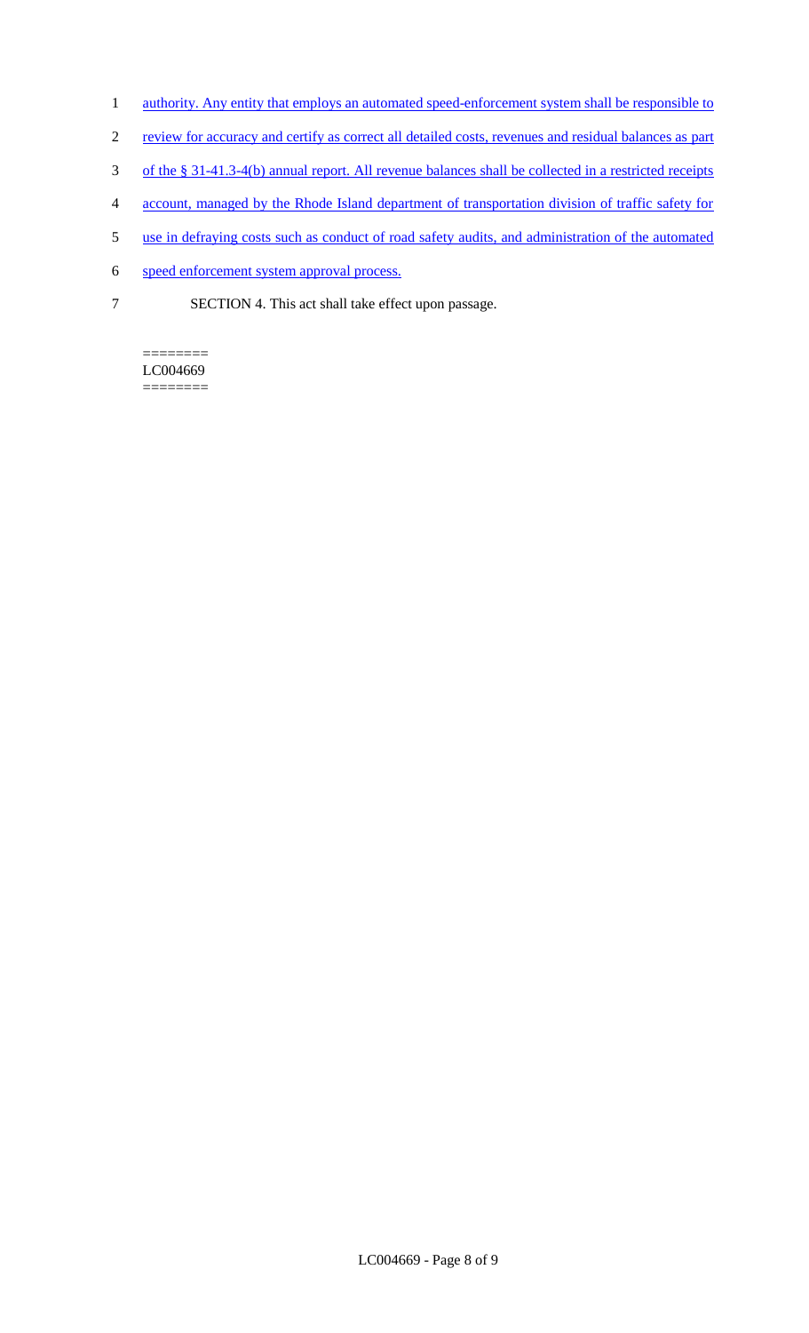authority. Any entity that employs an automated speed-enforcement system shall be responsible to review for accuracy and certify as correct all detailed costs, revenues and residual balances as part of the § 31-41.3-4(b) annual report. All revenue balances shall be collected in a restricted receipts account, managed by the Rhode Island department of transportation division of traffic safety for use in defraying costs such as conduct of road safety audits, and administration of the automated speed enforcement system approval process.

SECTION 4. This act shall take effect upon passage.

========
LC004669
========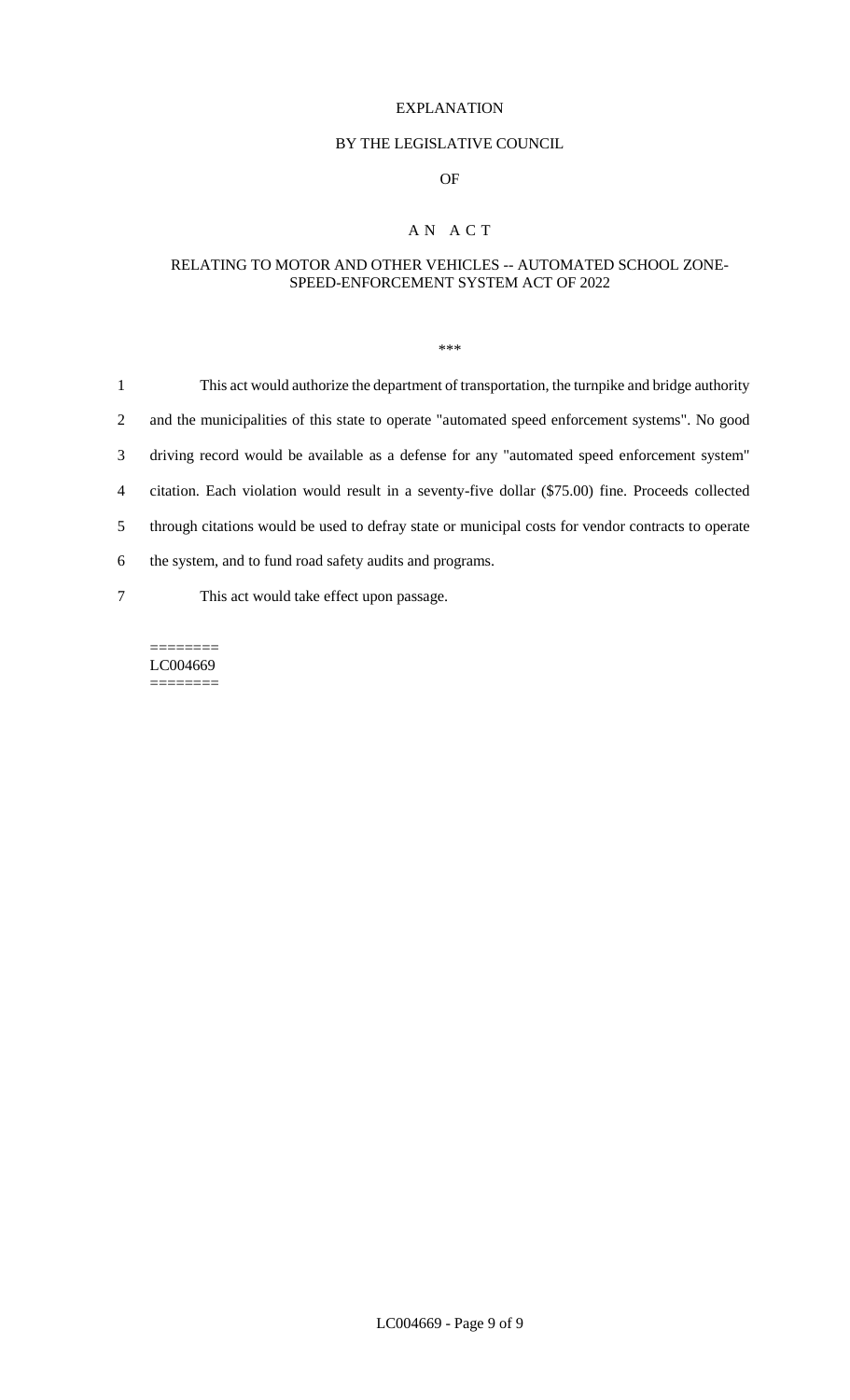EXPLANATION

BY THE LEGISLATIVE COUNCIL

OF

A N A C T

RELATING TO MOTOR AND OTHER VEHICLES -- AUTOMATED SCHOOL ZONE-SPEED-ENFORCEMENT SYSTEM ACT OF 2022

\*\*\*

This act would authorize the department of transportation, the turnpike and bridge authority and the municipalities of this state to operate "automated speed enforcement systems". No good driving record would be available as a defense for any "automated speed enforcement system" citation. Each violation would result in a seventy-five dollar ($75.00) fine. Proceeds collected through citations would be used to defray state or municipal costs for vendor contracts to operate the system, and to fund road safety audits and programs.

This act would take effect upon passage.

========
LC004669
========